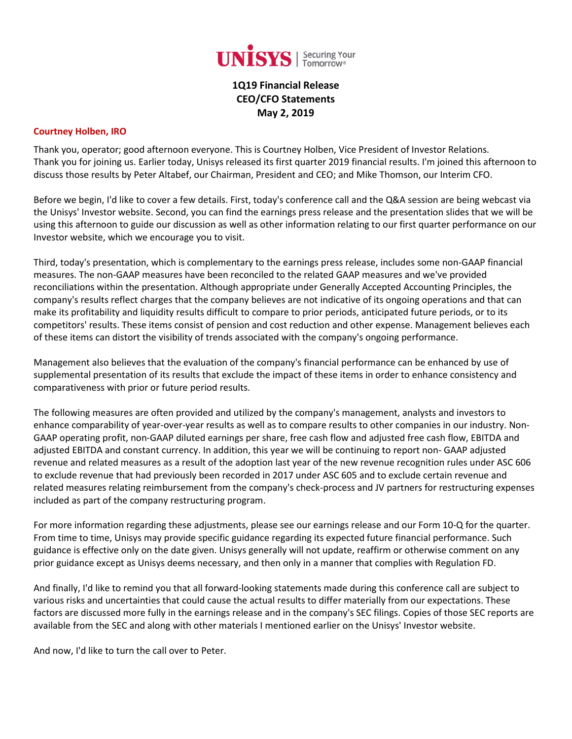UNISYS | Securing Your Tomorrow®

# 1Q19 Financial Release
# CEO/CFO Statements
# May 2, 2019

**Courtney Holben, IRO**

Thank you, operator; good afternoon everyone. This is Courtney Holben, Vice President of Investor Relations. Thank you for joining us. Earlier today, Unisys released its first quarter 2019 financial results. I'm joined this afternoon to discuss those results by Peter Altabef, our Chairman, President and CEO; and Mike Thomson, our Interim CFO.

Before we begin, I'd like to cover a few details. First, today's conference call and the Q&A session are being webcast via the Unisys' Investor website. Second, you can find the earnings press release and the presentation slides that we will be using this afternoon to guide our discussion as well as other information relating to our first quarter performance on our Investor website, which we encourage you to visit.

Third, today's presentation, which is complementary to the earnings press release, includes some non-GAAP financial measures. The non-GAAP measures have been reconciled to the related GAAP measures and we've provided reconciliations within the presentation. Although appropriate under Generally Accepted Accounting Principles, the company's results reflect charges that the company believes are not indicative of its ongoing operations and that can make its profitability and liquidity results difficult to compare to prior periods, anticipated future periods, or to its competitors' results. These items consist of pension and cost reduction and other expense. Management believes each of these items can distort the visibility of trends associated with the company's ongoing performance.

Management also believes that the evaluation of the company's financial performance can be enhanced by use of supplemental presentation of its results that exclude the impact of these items in order to enhance consistency and comparativeness with prior or future period results.

The following measures are often provided and utilized by the company's management, analysts and investors to enhance comparability of year-over-year results as well as to compare results to other companies in our industry. Non-GAAP operating profit, non-GAAP diluted earnings per share, free cash flow and adjusted free cash flow, EBITDA and adjusted EBITDA and constant currency. In addition, this year we will be continuing to report non- GAAP adjusted revenue and related measures as a result of the adoption last year of the new revenue recognition rules under ASC 606 to exclude revenue that had previously been recorded in 2017 under ASC 605 and to exclude certain revenue and related measures relating reimbursement from the company's check-process and JV partners for restructuring expenses included as part of the company restructuring program.

For more information regarding these adjustments, please see our earnings release and our Form 10-Q for the quarter. From time to time, Unisys may provide specific guidance regarding its expected future financial performance. Such guidance is effective only on the date given. Unisys generally will not update, reaffirm or otherwise comment on any prior guidance except as Unisys deems necessary, and then only in a manner that complies with Regulation FD.

And finally, I'd like to remind you that all forward-looking statements made during this conference call are subject to various risks and uncertainties that could cause the actual results to differ materially from our expectations. These factors are discussed more fully in the earnings release and in the company's SEC filings. Copies of those SEC reports are available from the SEC and along with other materials I mentioned earlier on the Unisys' Investor website.

And now, I'd like to turn the call over to Peter.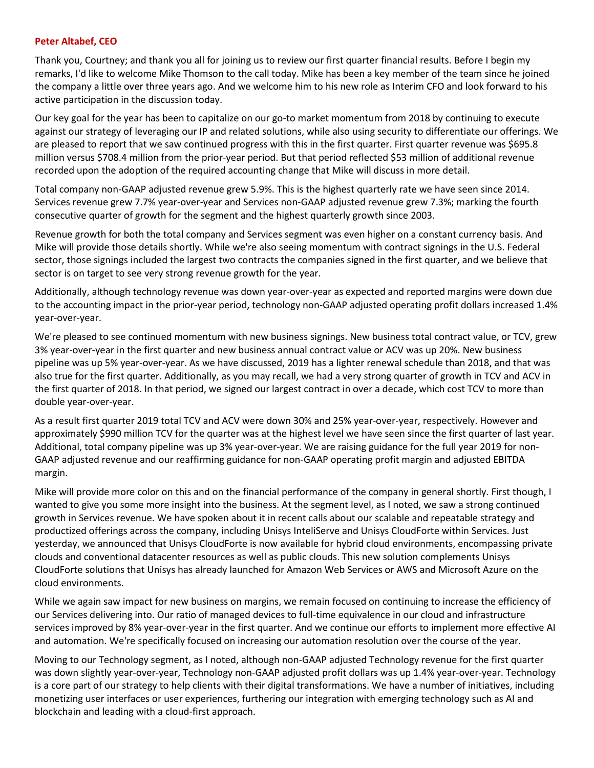**Peter Altabef, CEO**

Thank you, Courtney; and thank you all for joining us to review our first quarter financial results. Before I begin my remarks, I'd like to welcome Mike Thomson to the call today. Mike has been a key member of the team since he joined the company a little over three years ago. And we welcome him to his new role as Interim CFO and look forward to his active participation in the discussion today.

Our key goal for the year has been to capitalize on our go-to market momentum from 2018 by continuing to execute against our strategy of leveraging our IP and related solutions, while also using security to differentiate our offerings. We are pleased to report that we saw continued progress with this in the first quarter. First quarter revenue was $695.8 million versus $708.4 million from the prior-year period. But that period reflected $53 million of additional revenue recorded upon the adoption of the required accounting change that Mike will discuss in more detail.

Total company non-GAAP adjusted revenue grew 5.9%. This is the highest quarterly rate we have seen since 2014. Services revenue grew 7.7% year-over-year and Services non-GAAP adjusted revenue grew 7.3%; marking the fourth consecutive quarter of growth for the segment and the highest quarterly growth since 2003.

Revenue growth for both the total company and Services segment was even higher on a constant currency basis. And Mike will provide those details shortly. While we're also seeing momentum with contract signings in the U.S. Federal sector, those signings included the largest two contracts the companies signed in the first quarter, and we believe that sector is on target to see very strong revenue growth for the year.

Additionally, although technology revenue was down year-over-year as expected and reported margins were down due to the accounting impact in the prior-year period, technology non-GAAP adjusted operating profit dollars increased 1.4% year-over-year.

We're pleased to see continued momentum with new business signings. New business total contract value, or TCV, grew 3% year-over-year in the first quarter and new business annual contract value or ACV was up 20%. New business pipeline was up 5% year-over-year. As we have discussed, 2019 has a lighter renewal schedule than 2018, and that was also true for the first quarter. Additionally, as you may recall, we had a very strong quarter of growth in TCV and ACV in the first quarter of 2018. In that period, we signed our largest contract in over a decade, which cost TCV to more than double year-over-year.

As a result first quarter 2019 total TCV and ACV were down 30% and 25% year-over-year, respectively. However and approximately $990 million TCV for the quarter was at the highest level we have seen since the first quarter of last year. Additional, total company pipeline was up 3% year-over-year. We are raising guidance for the full year 2019 for non-GAAP adjusted revenue and our reaffirming guidance for non-GAAP operating profit margin and adjusted EBITDA margin.

Mike will provide more color on this and on the financial performance of the company in general shortly. First though, I wanted to give you some more insight into the business. At the segment level, as I noted, we saw a strong continued growth in Services revenue. We have spoken about it in recent calls about our scalable and repeatable strategy and productized offerings across the company, including Unisys InteliServe and Unisys CloudForte within Services. Just yesterday, we announced that Unisys CloudForte is now available for hybrid cloud environments, encompassing private clouds and conventional datacenter resources as well as public clouds. This new solution complements Unisys CloudForte solutions that Unisys has already launched for Amazon Web Services or AWS and Microsoft Azure on the cloud environments.

While we again saw impact for new business on margins, we remain focused on continuing to increase the efficiency of our Services delivering into. Our ratio of managed devices to full-time equivalence in our cloud and infrastructure services improved by 8% year-over-year in the first quarter. And we continue our efforts to implement more effective AI and automation. We're specifically focused on increasing our automation resolution over the course of the year.

Moving to our Technology segment, as I noted, although non-GAAP adjusted Technology revenue for the first quarter was down slightly year-over-year, Technology non-GAAP adjusted profit dollars was up 1.4% year-over-year. Technology is a core part of our strategy to help clients with their digital transformations. We have a number of initiatives, including monetizing user interfaces or user experiences, furthering our integration with emerging technology such as AI and blockchain and leading with a cloud-first approach.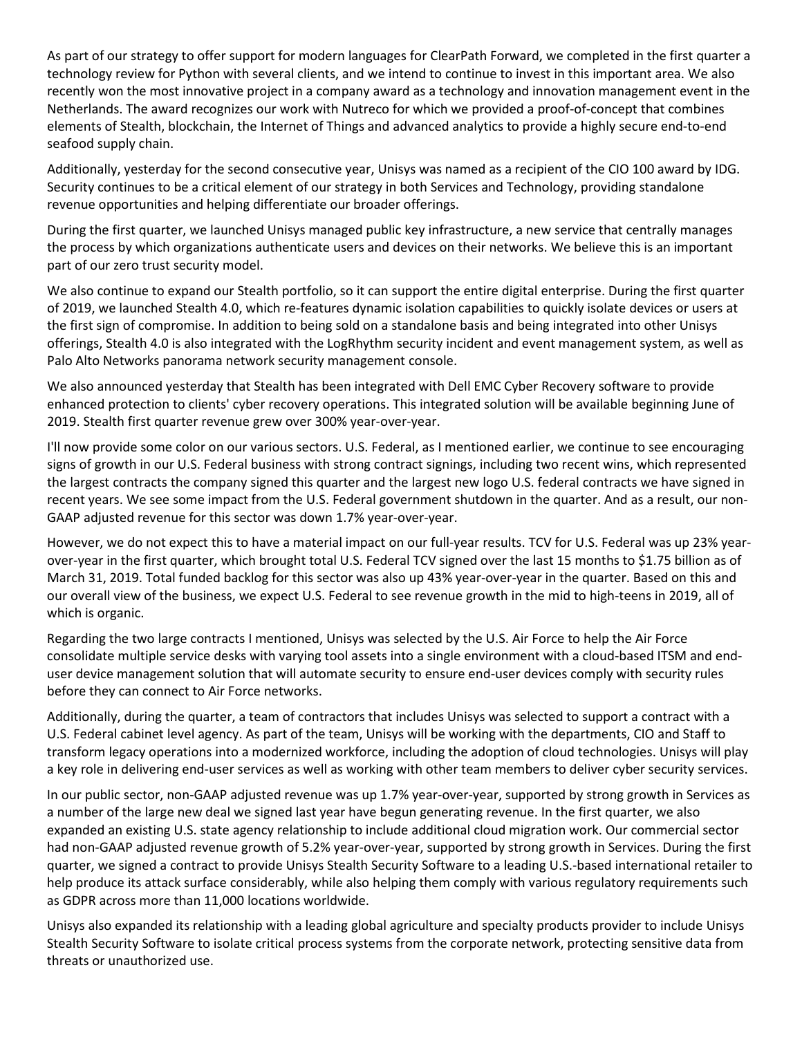As part of our strategy to offer support for modern languages for ClearPath Forward, we completed in the first quarter a technology review for Python with several clients, and we intend to continue to invest in this important area. We also recently won the most innovative project in a company award as a technology and innovation management event in the Netherlands. The award recognizes our work with Nutreco for which we provided a proof-of-concept that combines elements of Stealth, blockchain, the Internet of Things and advanced analytics to provide a highly secure end-to-end seafood supply chain.

Additionally, yesterday for the second consecutive year, Unisys was named as a recipient of the CIO 100 award by IDG. Security continues to be a critical element of our strategy in both Services and Technology, providing standalone revenue opportunities and helping differentiate our broader offerings.

During the first quarter, we launched Unisys managed public key infrastructure, a new service that centrally manages the process by which organizations authenticate users and devices on their networks. We believe this is an important part of our zero trust security model.

We also continue to expand our Stealth portfolio, so it can support the entire digital enterprise. During the first quarter of 2019, we launched Stealth 4.0, which re-features dynamic isolation capabilities to quickly isolate devices or users at the first sign of compromise. In addition to being sold on a standalone basis and being integrated into other Unisys offerings, Stealth 4.0 is also integrated with the LogRhythm security incident and event management system, as well as Palo Alto Networks panorama network security management console.

We also announced yesterday that Stealth has been integrated with Dell EMC Cyber Recovery software to provide enhanced protection to clients' cyber recovery operations. This integrated solution will be available beginning June of 2019. Stealth first quarter revenue grew over 300% year-over-year.

I'll now provide some color on our various sectors. U.S. Federal, as I mentioned earlier, we continue to see encouraging signs of growth in our U.S. Federal business with strong contract signings, including two recent wins, which represented the largest contracts the company signed this quarter and the largest new logo U.S. federal contracts we have signed in recent years. We see some impact from the U.S. Federal government shutdown in the quarter. And as a result, our non-GAAP adjusted revenue for this sector was down 1.7% year-over-year.

However, we do not expect this to have a material impact on our full-year results. TCV for U.S. Federal was up 23% year-over-year in the first quarter, which brought total U.S. Federal TCV signed over the last 15 months to $1.75 billion as of March 31, 2019. Total funded backlog for this sector was also up 43% year-over-year in the quarter. Based on this and our overall view of the business, we expect U.S. Federal to see revenue growth in the mid to high-teens in 2019, all of which is organic.

Regarding the two large contracts I mentioned, Unisys was selected by the U.S. Air Force to help the Air Force consolidate multiple service desks with varying tool assets into a single environment with a cloud-based ITSM and end-user device management solution that will automate security to ensure end-user devices comply with security rules before they can connect to Air Force networks.

Additionally, during the quarter, a team of contractors that includes Unisys was selected to support a contract with a U.S. Federal cabinet level agency. As part of the team, Unisys will be working with the departments, CIO and Staff to transform legacy operations into a modernized workforce, including the adoption of cloud technologies. Unisys will play a key role in delivering end-user services as well as working with other team members to deliver cyber security services.

In our public sector, non-GAAP adjusted revenue was up 1.7% year-over-year, supported by strong growth in Services as a number of the large new deal we signed last year have begun generating revenue. In the first quarter, we also expanded an existing U.S. state agency relationship to include additional cloud migration work. Our commercial sector had non-GAAP adjusted revenue growth of 5.2% year-over-year, supported by strong growth in Services. During the first quarter, we signed a contract to provide Unisys Stealth Security Software to a leading U.S.-based international retailer to help produce its attack surface considerably, while also helping them comply with various regulatory requirements such as GDPR across more than 11,000 locations worldwide.

Unisys also expanded its relationship with a leading global agriculture and specialty products provider to include Unisys Stealth Security Software to isolate critical process systems from the corporate network, protecting sensitive data from threats or unauthorized use.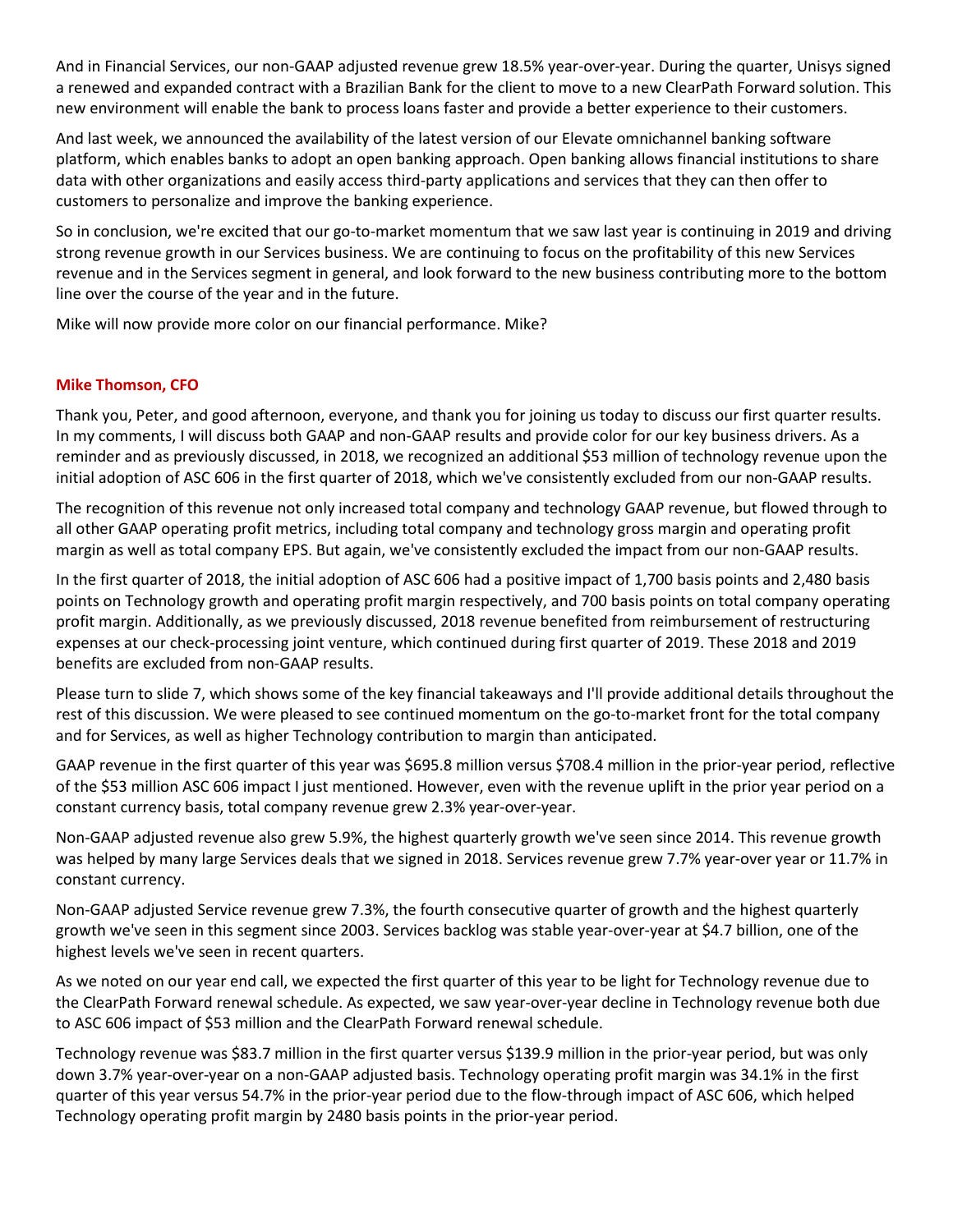And in Financial Services, our non-GAAP adjusted revenue grew 18.5% year-over-year. During the quarter, Unisys signed a renewed and expanded contract with a Brazilian Bank for the client to move to a new ClearPath Forward solution. This new environment will enable the bank to process loans faster and provide a better experience to their customers.

And last week, we announced the availability of the latest version of our Elevate omnichannel banking software platform, which enables banks to adopt an open banking approach. Open banking allows financial institutions to share data with other organizations and easily access third-party applications and services that they can then offer to customers to personalize and improve the banking experience.

So in conclusion, we're excited that our go-to-market momentum that we saw last year is continuing in 2019 and driving strong revenue growth in our Services business. We are continuing to focus on the profitability of this new Services revenue and in the Services segment in general, and look forward to the new business contributing more to the bottom line over the course of the year and in the future.

Mike will now provide more color on our financial performance. Mike?

**Mike Thomson, CFO**

Thank you, Peter, and good afternoon, everyone, and thank you for joining us today to discuss our first quarter results. In my comments, I will discuss both GAAP and non-GAAP results and provide color for our key business drivers. As a reminder and as previously discussed, in 2018, we recognized an additional $53 million of technology revenue upon the initial adoption of ASC 606 in the first quarter of 2018, which we've consistently excluded from our non-GAAP results.

The recognition of this revenue not only increased total company and technology GAAP revenue, but flowed through to all other GAAP operating profit metrics, including total company and technology gross margin and operating profit margin as well as total company EPS. But again, we've consistently excluded the impact from our non-GAAP results.

In the first quarter of 2018, the initial adoption of ASC 606 had a positive impact of 1,700 basis points and 2,480 basis points on Technology growth and operating profit margin respectively, and 700 basis points on total company operating profit margin. Additionally, as we previously discussed, 2018 revenue benefited from reimbursement of restructuring expenses at our check-processing joint venture, which continued during first quarter of 2019. These 2018 and 2019 benefits are excluded from non-GAAP results.

Please turn to slide 7, which shows some of the key financial takeaways and I'll provide additional details throughout the rest of this discussion. We were pleased to see continued momentum on the go-to-market front for the total company and for Services, as well as higher Technology contribution to margin than anticipated.

GAAP revenue in the first quarter of this year was $695.8 million versus $708.4 million in the prior-year period, reflective of the $53 million ASC 606 impact I just mentioned. However, even with the revenue uplift in the prior year period on a constant currency basis, total company revenue grew 2.3% year-over-year.

Non-GAAP adjusted revenue also grew 5.9%, the highest quarterly growth we've seen since 2014. This revenue growth was helped by many large Services deals that we signed in 2018. Services revenue grew 7.7% year-over year or 11.7% in constant currency.

Non-GAAP adjusted Service revenue grew 7.3%, the fourth consecutive quarter of growth and the highest quarterly growth we've seen in this segment since 2003. Services backlog was stable year-over-year at $4.7 billion, one of the highest levels we've seen in recent quarters.

As we noted on our year end call, we expected the first quarter of this year to be light for Technology revenue due to the ClearPath Forward renewal schedule. As expected, we saw year-over-year decline in Technology revenue both due to ASC 606 impact of $53 million and the ClearPath Forward renewal schedule.

Technology revenue was $83.7 million in the first quarter versus $139.9 million in the prior-year period, but was only down 3.7% year-over-year on a non-GAAP adjusted basis. Technology operating profit margin was 34.1% in the first quarter of this year versus 54.7% in the prior-year period due to the flow-through impact of ASC 606, which helped Technology operating profit margin by 2480 basis points in the prior-year period.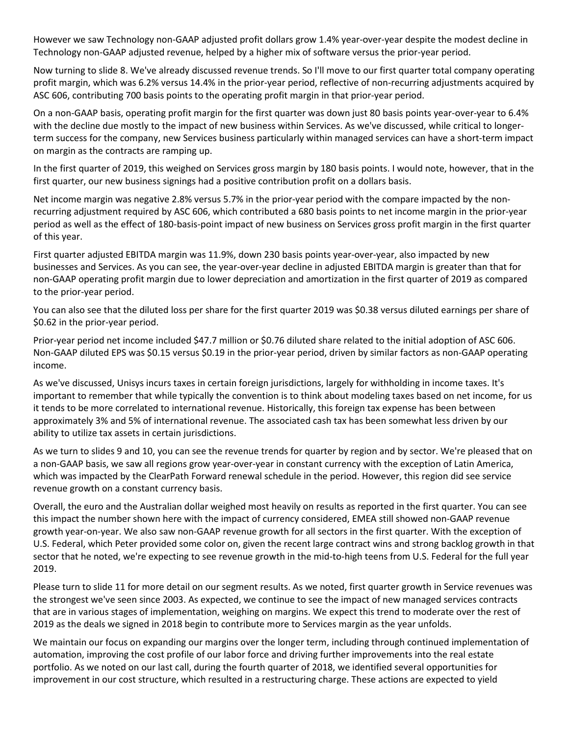However we saw Technology non-GAAP adjusted profit dollars grow 1.4% year-over-year despite the modest decline in Technology non-GAAP adjusted revenue, helped by a higher mix of software versus the prior-year period.

Now turning to slide 8. We've already discussed revenue trends. So I'll move to our first quarter total company operating profit margin, which was 6.2% versus 14.4% in the prior-year period, reflective of non-recurring adjustments acquired by ASC 606, contributing 700 basis points to the operating profit margin in that prior-year period.

On a non-GAAP basis, operating profit margin for the first quarter was down just 80 basis points year-over-year to 6.4% with the decline due mostly to the impact of new business within Services. As we've discussed, while critical to longer-term success for the company, new Services business particularly within managed services can have a short-term impact on margin as the contracts are ramping up.

In the first quarter of 2019, this weighed on Services gross margin by 180 basis points. I would note, however, that in the first quarter, our new business signings had a positive contribution profit on a dollars basis.

Net income margin was negative 2.8% versus 5.7% in the prior-year period with the compare impacted by the non-recurring adjustment required by ASC 606, which contributed a 680 basis points to net income margin in the prior-year period as well as the effect of 180-basis-point impact of new business on Services gross profit margin in the first quarter of this year.

First quarter adjusted EBITDA margin was 11.9%, down 230 basis points year-over-year, also impacted by new businesses and Services. As you can see, the year-over-year decline in adjusted EBITDA margin is greater than that for non-GAAP operating profit margin due to lower depreciation and amortization in the first quarter of 2019 as compared to the prior-year period.

You can also see that the diluted loss per share for the first quarter 2019 was $0.38 versus diluted earnings per share of $0.62 in the prior-year period.

Prior-year period net income included $47.7 million or $0.76 diluted share related to the initial adoption of ASC 606. Non-GAAP diluted EPS was $0.15 versus $0.19 in the prior-year period, driven by similar factors as non-GAAP operating income.

As we've discussed, Unisys incurs taxes in certain foreign jurisdictions, largely for withholding in income taxes. It's important to remember that while typically the convention is to think about modeling taxes based on net income, for us it tends to be more correlated to international revenue. Historically, this foreign tax expense has been between approximately 3% and 5% of international revenue. The associated cash tax has been somewhat less driven by our ability to utilize tax assets in certain jurisdictions.

As we turn to slides 9 and 10, you can see the revenue trends for quarter by region and by sector. We're pleased that on a non-GAAP basis, we saw all regions grow year-over-year in constant currency with the exception of Latin America, which was impacted by the ClearPath Forward renewal schedule in the period. However, this region did see service revenue growth on a constant currency basis.

Overall, the euro and the Australian dollar weighed most heavily on results as reported in the first quarter. You can see this impact the number shown here with the impact of currency considered, EMEA still showed non-GAAP revenue growth year-on-year. We also saw non-GAAP revenue growth for all sectors in the first quarter. With the exception of U.S. Federal, which Peter provided some color on, given the recent large contract wins and strong backlog growth in that sector that he noted, we're expecting to see revenue growth in the mid-to-high teens from U.S. Federal for the full year 2019.

Please turn to slide 11 for more detail on our segment results. As we noted, first quarter growth in Service revenues was the strongest we've seen since 2003. As expected, we continue to see the impact of new managed services contracts that are in various stages of implementation, weighing on margins. We expect this trend to moderate over the rest of 2019 as the deals we signed in 2018 begin to contribute more to Services margin as the year unfolds.

We maintain our focus on expanding our margins over the longer term, including through continued implementation of automation, improving the cost profile of our labor force and driving further improvements into the real estate portfolio. As we noted on our last call, during the fourth quarter of 2018, we identified several opportunities for improvement in our cost structure, which resulted in a restructuring charge. These actions are expected to yield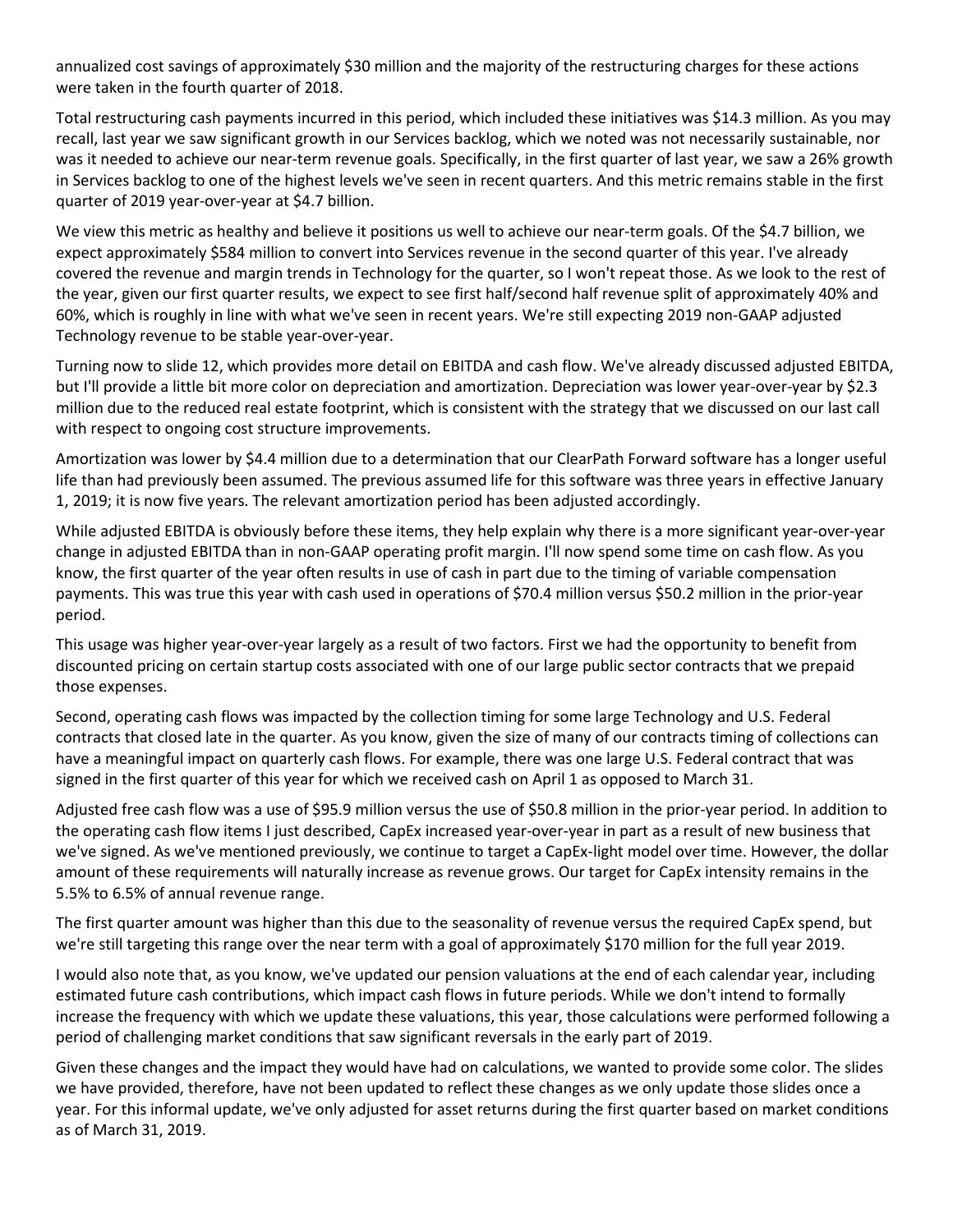annualized cost savings of approximately $30 million and the majority of the restructuring charges for these actions were taken in the fourth quarter of 2018.

Total restructuring cash payments incurred in this period, which included these initiatives was $14.3 million. As you may recall, last year we saw significant growth in our Services backlog, which we noted was not necessarily sustainable, nor was it needed to achieve our near-term revenue goals. Specifically, in the first quarter of last year, we saw a 26% growth in Services backlog to one of the highest levels we've seen in recent quarters. And this metric remains stable in the first quarter of 2019 year-over-year at $4.7 billion.

We view this metric as healthy and believe it positions us well to achieve our near-term goals. Of the $4.7 billion, we expect approximately $584 million to convert into Services revenue in the second quarter of this year. I've already covered the revenue and margin trends in Technology for the quarter, so I won't repeat those. As we look to the rest of the year, given our first quarter results, we expect to see first half/second half revenue split of approximately 40% and 60%, which is roughly in line with what we've seen in recent years. We're still expecting 2019 non-GAAP adjusted Technology revenue to be stable year-over-year.

Turning now to slide 12, which provides more detail on EBITDA and cash flow. We've already discussed adjusted EBITDA, but I'll provide a little bit more color on depreciation and amortization. Depreciation was lower year-over-year by $2.3 million due to the reduced real estate footprint, which is consistent with the strategy that we discussed on our last call with respect to ongoing cost structure improvements.

Amortization was lower by $4.4 million due to a determination that our ClearPath Forward software has a longer useful life than had previously been assumed. The previous assumed life for this software was three years in effective January 1, 2019; it is now five years. The relevant amortization period has been adjusted accordingly.

While adjusted EBITDA is obviously before these items, they help explain why there is a more significant year-over-year change in adjusted EBITDA than in non-GAAP operating profit margin. I'll now spend some time on cash flow. As you know, the first quarter of the year often results in use of cash in part due to the timing of variable compensation payments. This was true this year with cash used in operations of $70.4 million versus $50.2 million in the prior-year period.

This usage was higher year-over-year largely as a result of two factors. First we had the opportunity to benefit from discounted pricing on certain startup costs associated with one of our large public sector contracts that we prepaid those expenses.

Second, operating cash flows was impacted by the collection timing for some large Technology and U.S. Federal contracts that closed late in the quarter. As you know, given the size of many of our contracts timing of collections can have a meaningful impact on quarterly cash flows. For example, there was one large U.S. Federal contract that was signed in the first quarter of this year for which we received cash on April 1 as opposed to March 31.

Adjusted free cash flow was a use of $95.9 million versus the use of $50.8 million in the prior-year period. In addition to the operating cash flow items I just described, CapEx increased year-over-year in part as a result of new business that we've signed. As we've mentioned previously, we continue to target a CapEx-light model over time. However, the dollar amount of these requirements will naturally increase as revenue grows. Our target for CapEx intensity remains in the 5.5% to 6.5% of annual revenue range.

The first quarter amount was higher than this due to the seasonality of revenue versus the required CapEx spend, but we're still targeting this range over the near term with a goal of approximately $170 million for the full year 2019.

I would also note that, as you know, we've updated our pension valuations at the end of each calendar year, including estimated future cash contributions, which impact cash flows in future periods. While we don't intend to formally increase the frequency with which we update these valuations, this year, those calculations were performed following a period of challenging market conditions that saw significant reversals in the early part of 2019.

Given these changes and the impact they would have had on calculations, we wanted to provide some color. The slides we have provided, therefore, have not been updated to reflect these changes as we only update those slides once a year. For this informal update, we've only adjusted for asset returns during the first quarter based on market conditions as of March 31, 2019.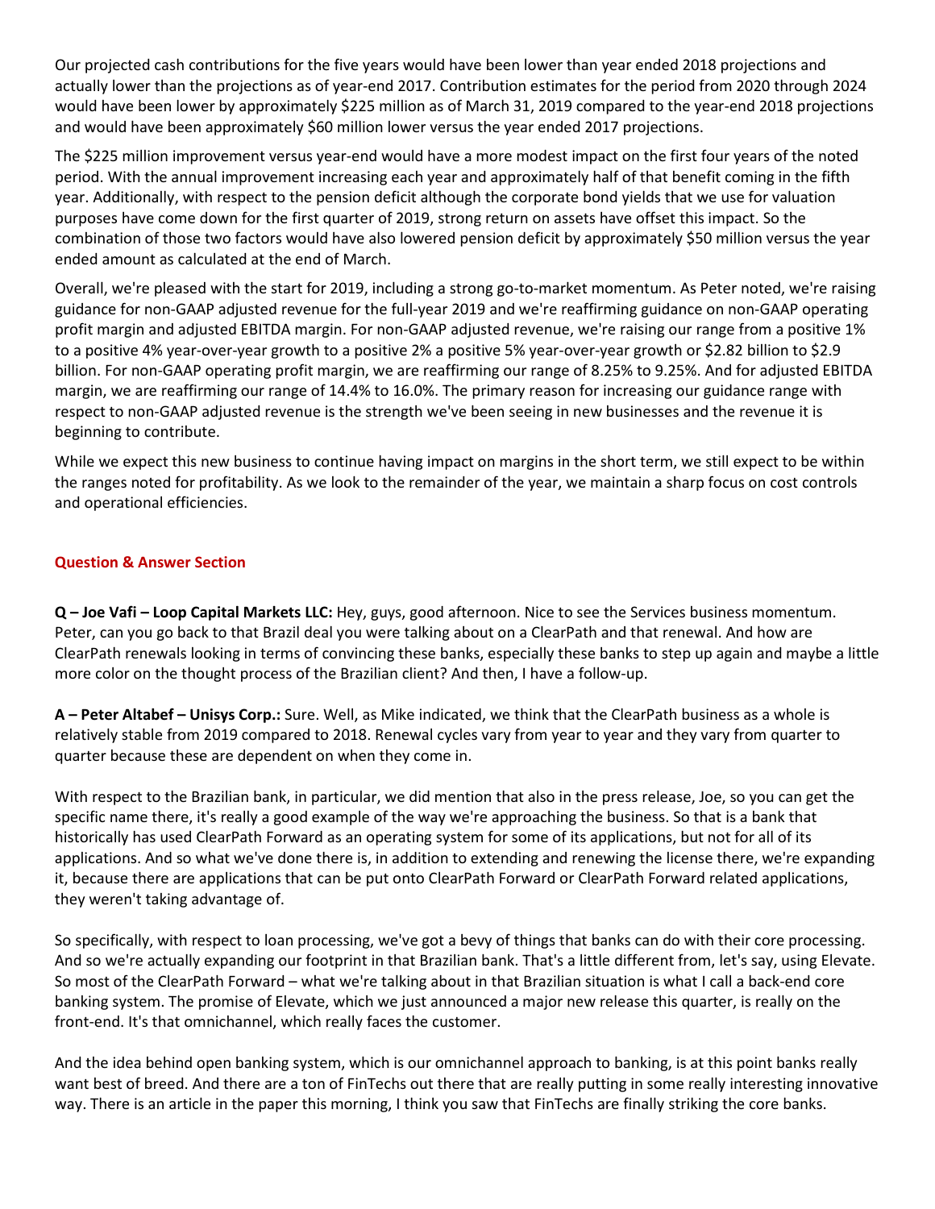Our projected cash contributions for the five years would have been lower than year ended 2018 projections and actually lower than the projections as of year-end 2017. Contribution estimates for the period from 2020 through 2024 would have been lower by approximately $225 million as of March 31, 2019 compared to the year-end 2018 projections and would have been approximately $60 million lower versus the year ended 2017 projections.

The $225 million improvement versus year-end would have a more modest impact on the first four years of the noted period. With the annual improvement increasing each year and approximately half of that benefit coming in the fifth year. Additionally, with respect to the pension deficit although the corporate bond yields that we use for valuation purposes have come down for the first quarter of 2019, strong return on assets have offset this impact. So the combination of those two factors would have also lowered pension deficit by approximately $50 million versus the year ended amount as calculated at the end of March.

Overall, we're pleased with the start for 2019, including a strong go-to-market momentum. As Peter noted, we're raising guidance for non-GAAP adjusted revenue for the full-year 2019 and we're reaffirming guidance on non-GAAP operating profit margin and adjusted EBITDA margin. For non-GAAP adjusted revenue, we're raising our range from a positive 1% to a positive 4% year-over-year growth to a positive 2% a positive 5% year-over-year growth or $2.82 billion to $2.9 billion. For non-GAAP operating profit margin, we are reaffirming our range of 8.25% to 9.25%. And for adjusted EBITDA margin, we are reaffirming our range of 14.4% to 16.0%. The primary reason for increasing our guidance range with respect to non-GAAP adjusted revenue is the strength we've been seeing in new businesses and the revenue it is beginning to contribute.

While we expect this new business to continue having impact on margins in the short term, we still expect to be within the ranges noted for profitability. As we look to the remainder of the year, we maintain a sharp focus on cost controls and operational efficiencies.

## Question & Answer Section

**Q – Joe Vafi – Loop Capital Markets LLC:** Hey, guys, good afternoon. Nice to see the Services business momentum. Peter, can you go back to that Brazil deal you were talking about on a ClearPath and that renewal. And how are ClearPath renewals looking in terms of convincing these banks, especially these banks to step up again and maybe a little more color on the thought process of the Brazilian client? And then, I have a follow-up.

**A – Peter Altabef – Unisys Corp.:** Sure. Well, as Mike indicated, we think that the ClearPath business as a whole is relatively stable from 2019 compared to 2018. Renewal cycles vary from year to year and they vary from quarter to quarter because these are dependent on when they come in.

With respect to the Brazilian bank, in particular, we did mention that also in the press release, Joe, so you can get the specific name there, it's really a good example of the way we're approaching the business. So that is a bank that historically has used ClearPath Forward as an operating system for some of its applications, but not for all of its applications. And so what we've done there is, in addition to extending and renewing the license there, we're expanding it, because there are applications that can be put onto ClearPath Forward or ClearPath Forward related applications, they weren't taking advantage of.

So specifically, with respect to loan processing, we've got a bevy of things that banks can do with their core processing. And so we're actually expanding our footprint in that Brazilian bank. That's a little different from, let's say, using Elevate. So most of the ClearPath Forward – what we're talking about in that Brazilian situation is what I call a back-end core banking system. The promise of Elevate, which we just announced a major new release this quarter, is really on the front-end. It's that omnichannel, which really faces the customer.

And the idea behind open banking system, which is our omnichannel approach to banking, is at this point banks really want best of breed. And there are a ton of FinTechs out there that are really putting in some really interesting innovative way. There is an article in the paper this morning, I think you saw that FinTechs are finally striking the core banks.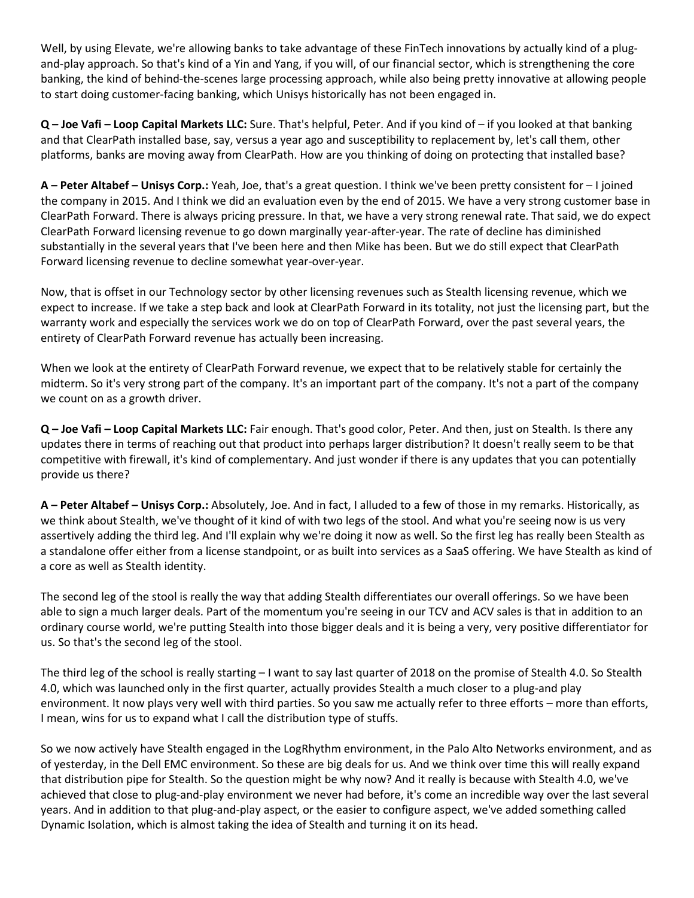Well, by using Elevate, we're allowing banks to take advantage of these FinTech innovations by actually kind of a plug-and-play approach. So that's kind of a Yin and Yang, if you will, of our financial sector, which is strengthening the core banking, the kind of behind-the-scenes large processing approach, while also being pretty innovative at allowing people to start doing customer-facing banking, which Unisys historically has not been engaged in.

**Q – Joe Vafi – Loop Capital Markets LLC:** Sure. That's helpful, Peter. And if you kind of – if you looked at that banking and that ClearPath installed base, say, versus a year ago and susceptibility to replacement by, let's call them, other platforms, banks are moving away from ClearPath. How are you thinking of doing on protecting that installed base?

**A – Peter Altabef – Unisys Corp.:** Yeah, Joe, that's a great question. I think we've been pretty consistent for – I joined the company in 2015. And I think we did an evaluation even by the end of 2015. We have a very strong customer base in ClearPath Forward. There is always pricing pressure. In that, we have a very strong renewal rate. That said, we do expect ClearPath Forward licensing revenue to go down marginally year-after-year. The rate of decline has diminished substantially in the several years that I've been here and then Mike has been. But we do still expect that ClearPath Forward licensing revenue to decline somewhat year-over-year.

Now, that is offset in our Technology sector by other licensing revenues such as Stealth licensing revenue, which we expect to increase. If we take a step back and look at ClearPath Forward in its totality, not just the licensing part, but the warranty work and especially the services work we do on top of ClearPath Forward, over the past several years, the entirety of ClearPath Forward revenue has actually been increasing.

When we look at the entirety of ClearPath Forward revenue, we expect that to be relatively stable for certainly the midterm. So it's very strong part of the company. It's an important part of the company. It's not a part of the company we count on as a growth driver.

**Q – Joe Vafi – Loop Capital Markets LLC:** Fair enough. That's good color, Peter. And then, just on Stealth. Is there any updates there in terms of reaching out that product into perhaps larger distribution? It doesn't really seem to be that competitive with firewall, it's kind of complementary. And just wonder if there is any updates that you can potentially provide us there?

**A – Peter Altabef – Unisys Corp.:** Absolutely, Joe. And in fact, I alluded to a few of those in my remarks. Historically, as we think about Stealth, we've thought of it kind of with two legs of the stool. And what you're seeing now is us very assertively adding the third leg. And I'll explain why we're doing it now as well. So the first leg has really been Stealth as a standalone offer either from a license standpoint, or as built into services as a SaaS offering. We have Stealth as kind of a core as well as Stealth identity.

The second leg of the stool is really the way that adding Stealth differentiates our overall offerings. So we have been able to sign a much larger deals. Part of the momentum you're seeing in our TCV and ACV sales is that in addition to an ordinary course world, we're putting Stealth into those bigger deals and it is being a very, very positive differentiator for us. So that's the second leg of the stool.

The third leg of the school is really starting – I want to say last quarter of 2018 on the promise of Stealth 4.0. So Stealth 4.0, which was launched only in the first quarter, actually provides Stealth a much closer to a plug-and play environment. It now plays very well with third parties. So you saw me actually refer to three efforts – more than efforts, I mean, wins for us to expand what I call the distribution type of stuffs.

So we now actively have Stealth engaged in the LogRhythm environment, in the Palo Alto Networks environment, and as of yesterday, in the Dell EMC environment. So these are big deals for us. And we think over time this will really expand that distribution pipe for Stealth. So the question might be why now? And it really is because with Stealth 4.0, we've achieved that close to plug-and-play environment we never had before, it's come an incredible way over the last several years. And in addition to that plug-and-play aspect, or the easier to configure aspect, we've added something called Dynamic Isolation, which is almost taking the idea of Stealth and turning it on its head.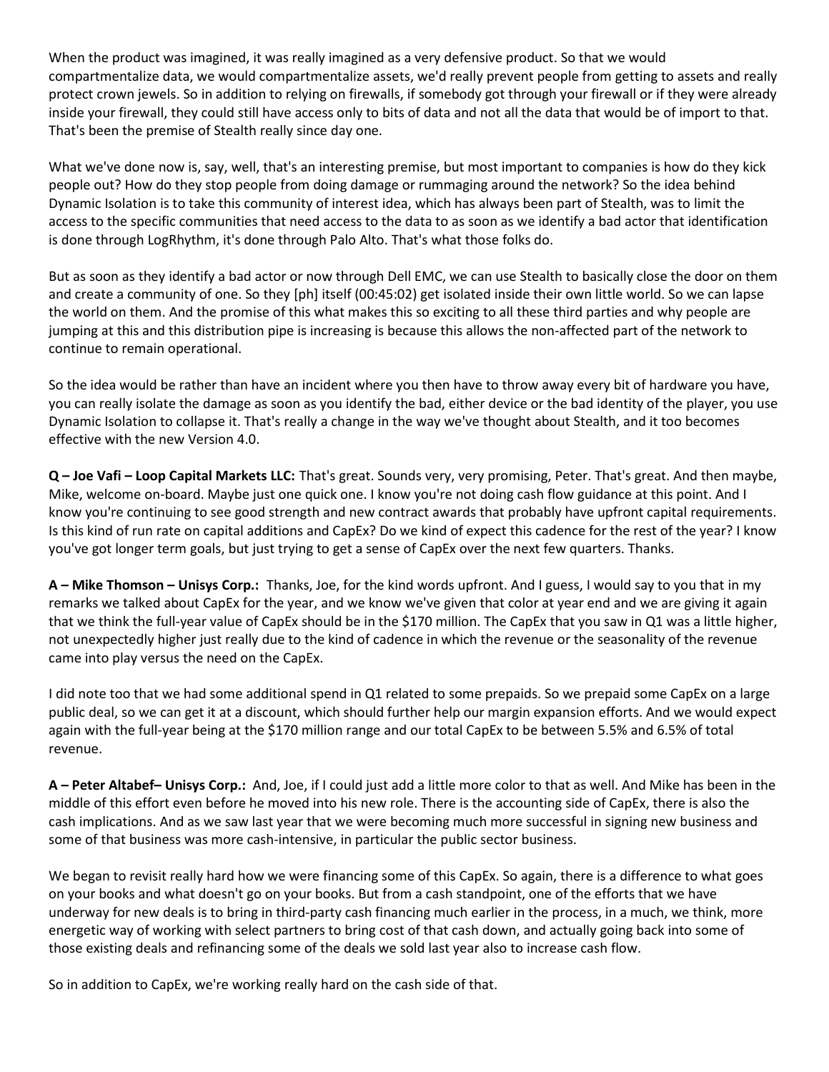When the product was imagined, it was really imagined as a very defensive product. So that we would compartmentalize data, we would compartmentalize assets, we'd really prevent people from getting to assets and really protect crown jewels. So in addition to relying on firewalls, if somebody got through your firewall or if they were already inside your firewall, they could still have access only to bits of data and not all the data that would be of import to that. That's been the premise of Stealth really since day one.

What we've done now is, say, well, that's an interesting premise, but most important to companies is how do they kick people out? How do they stop people from doing damage or rummaging around the network? So the idea behind Dynamic Isolation is to take this community of interest idea, which has always been part of Stealth, was to limit the access to the specific communities that need access to the data to as soon as we identify a bad actor that identification is done through LogRhythm, it's done through Palo Alto. That's what those folks do.

But as soon as they identify a bad actor or now through Dell EMC, we can use Stealth to basically close the door on them and create a community of one. So they [ph] itself (00:45:02) get isolated inside their own little world. So we can lapse the world on them. And the promise of this what makes this so exciting to all these third parties and why people are jumping at this and this distribution pipe is increasing is because this allows the non-affected part of the network to continue to remain operational.

So the idea would be rather than have an incident where you then have to throw away every bit of hardware you have, you can really isolate the damage as soon as you identify the bad, either device or the bad identity of the player, you use Dynamic Isolation to collapse it. That's really a change in the way we've thought about Stealth, and it too becomes effective with the new Version 4.0.

**Q – Joe Vafi – Loop Capital Markets LLC:** That's great. Sounds very, very promising, Peter. That's great. And then maybe, Mike, welcome on-board. Maybe just one quick one. I know you're not doing cash flow guidance at this point. And I know you're continuing to see good strength and new contract awards that probably have upfront capital requirements. Is this kind of run rate on capital additions and CapEx? Do we kind of expect this cadence for the rest of the year? I know you've got longer term goals, but just trying to get a sense of CapEx over the next few quarters. Thanks.

**A – Mike Thomson – Unisys Corp.:** Thanks, Joe, for the kind words upfront. And I guess, I would say to you that in my remarks we talked about CapEx for the year, and we know we've given that color at year end and we are giving it again that we think the full-year value of CapEx should be in the $170 million. The CapEx that you saw in Q1 was a little higher, not unexpectedly higher just really due to the kind of cadence in which the revenue or the seasonality of the revenue came into play versus the need on the CapEx.

I did note too that we had some additional spend in Q1 related to some prepaids. So we prepaid some CapEx on a large public deal, so we can get it at a discount, which should further help our margin expansion efforts. And we would expect again with the full-year being at the $170 million range and our total CapEx to be between 5.5% and 6.5% of total revenue.

**A – Peter Altabef– Unisys Corp.:** And, Joe, if I could just add a little more color to that as well. And Mike has been in the middle of this effort even before he moved into his new role. There is the accounting side of CapEx, there is also the cash implications. And as we saw last year that we were becoming much more successful in signing new business and some of that business was more cash-intensive, in particular the public sector business.

We began to revisit really hard how we were financing some of this CapEx. So again, there is a difference to what goes on your books and what doesn't go on your books. But from a cash standpoint, one of the efforts that we have underway for new deals is to bring in third-party cash financing much earlier in the process, in a much, we think, more energetic way of working with select partners to bring cost of that cash down, and actually going back into some of those existing deals and refinancing some of the deals we sold last year also to increase cash flow.

So in addition to CapEx, we're working really hard on the cash side of that.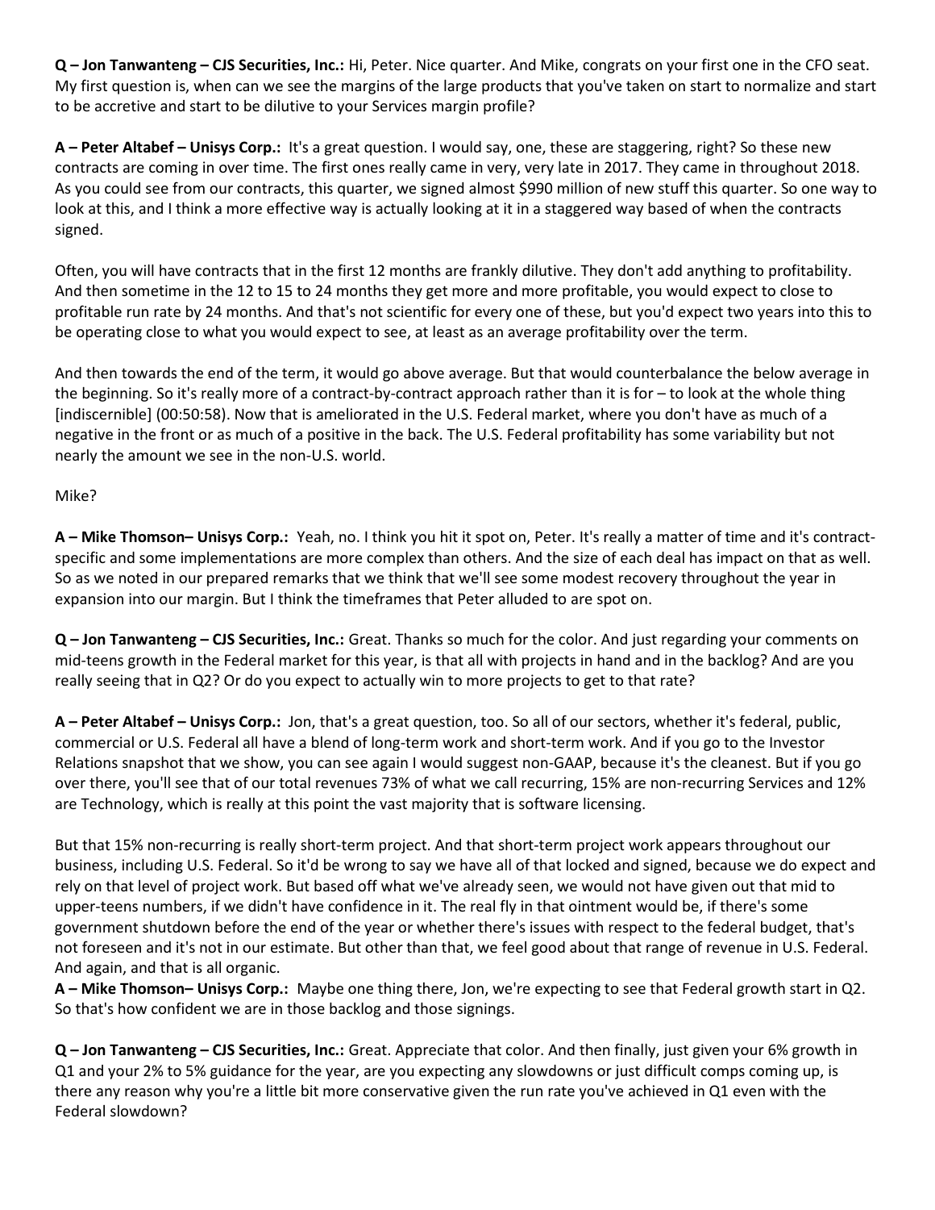**Q – Jon Tanwanteng – CJS Securities, Inc.:** Hi, Peter. Nice quarter. And Mike, congrats on your first one in the CFO seat. My first question is, when can we see the margins of the large products that you've taken on start to normalize and start to be accretive and start to be dilutive to your Services margin profile?

**A – Peter Altabef – Unisys Corp.:** It's a great question. I would say, one, these are staggering, right? So these new contracts are coming in over time. The first ones really came in very, very late in 2017. They came in throughout 2018. As you could see from our contracts, this quarter, we signed almost $990 million of new stuff this quarter. So one way to look at this, and I think a more effective way is actually looking at it in a staggered way based of when the contracts signed.

Often, you will have contracts that in the first 12 months are frankly dilutive. They don't add anything to profitability. And then sometime in the 12 to 15 to 24 months they get more and more profitable, you would expect to close to profitable run rate by 24 months. And that's not scientific for every one of these, but you'd expect two years into this to be operating close to what you would expect to see, at least as an average profitability over the term.

And then towards the end of the term, it would go above average. But that would counterbalance the below average in the beginning. So it's really more of a contract-by-contract approach rather than it is for – to look at the whole thing [indiscernible] (00:50:58). Now that is ameliorated in the U.S. Federal market, where you don't have as much of a negative in the front or as much of a positive in the back. The U.S. Federal profitability has some variability but not nearly the amount we see in the non-U.S. world.

Mike?

**A – Mike Thomson– Unisys Corp.:** Yeah, no. I think you hit it spot on, Peter. It's really a matter of time and it's contract-specific and some implementations are more complex than others. And the size of each deal has impact on that as well. So as we noted in our prepared remarks that we think that we'll see some modest recovery throughout the year in expansion into our margin. But I think the timeframes that Peter alluded to are spot on.

**Q – Jon Tanwanteng – CJS Securities, Inc.:** Great. Thanks so much for the color. And just regarding your comments on mid-teens growth in the Federal market for this year, is that all with projects in hand and in the backlog? And are you really seeing that in Q2? Or do you expect to actually win to more projects to get to that rate?

**A – Peter Altabef – Unisys Corp.:** Jon, that's a great question, too. So all of our sectors, whether it's federal, public, commercial or U.S. Federal all have a blend of long-term work and short-term work. And if you go to the Investor Relations snapshot that we show, you can see again I would suggest non-GAAP, because it's the cleanest. But if you go over there, you'll see that of our total revenues 73% of what we call recurring, 15% are non-recurring Services and 12% are Technology, which is really at this point the vast majority that is software licensing.

But that 15% non-recurring is really short-term project. And that short-term project work appears throughout our business, including U.S. Federal. So it'd be wrong to say we have all of that locked and signed, because we do expect and rely on that level of project work. But based off what we've already seen, we would not have given out that mid to upper-teens numbers, if we didn't have confidence in it. The real fly in that ointment would be, if there's some government shutdown before the end of the year or whether there's issues with respect to the federal budget, that's not foreseen and it's not in our estimate. But other than that, we feel good about that range of revenue in U.S. Federal. And again, and that is all organic.

**A – Mike Thomson– Unisys Corp.:** Maybe one thing there, Jon, we're expecting to see that Federal growth start in Q2. So that's how confident we are in those backlog and those signings.

**Q – Jon Tanwanteng – CJS Securities, Inc.:** Great. Appreciate that color. And then finally, just given your 6% growth in Q1 and your 2% to 5% guidance for the year, are you expecting any slowdowns or just difficult comps coming up, is there any reason why you're a little bit more conservative given the run rate you've achieved in Q1 even with the Federal slowdown?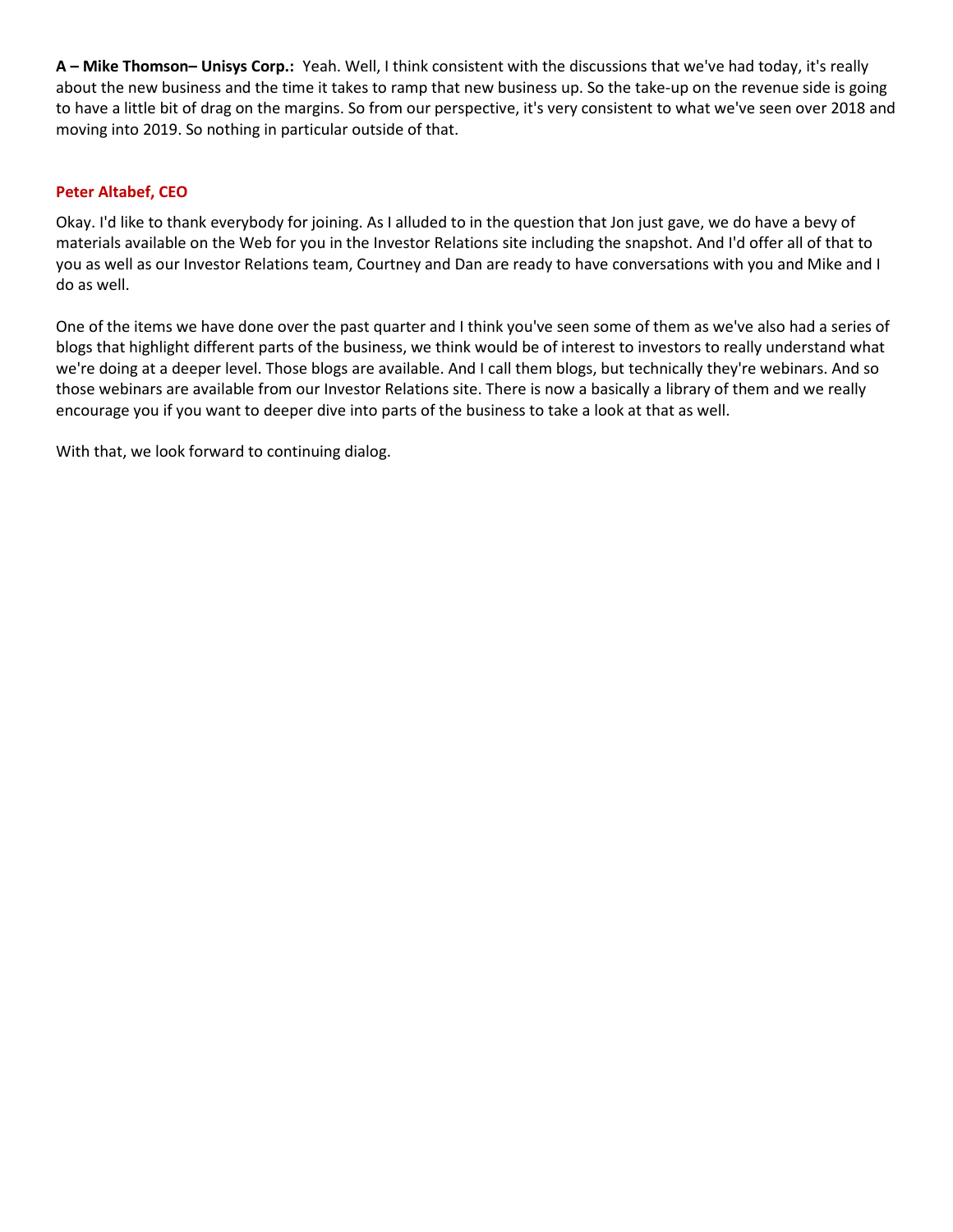**A – Mike Thomson– Unisys Corp.:** Yeah. Well, I think consistent with the discussions that we've had today, it's really about the new business and the time it takes to ramp that new business up. So the take-up on the revenue side is going to have a little bit of drag on the margins. So from our perspective, it's very consistent to what we've seen over 2018 and moving into 2019. So nothing in particular outside of that.

**Peter Altabef, CEO**

Okay. I'd like to thank everybody for joining. As I alluded to in the question that Jon just gave, we do have a bevy of materials available on the Web for you in the Investor Relations site including the snapshot. And I'd offer all of that to you as well as our Investor Relations team, Courtney and Dan are ready to have conversations with you and Mike and I do as well.

One of the items we have done over the past quarter and I think you've seen some of them as we've also had a series of blogs that highlight different parts of the business, we think would be of interest to investors to really understand what we're doing at a deeper level. Those blogs are available. And I call them blogs, but technically they're webinars. And so those webinars are available from our Investor Relations site. There is now a basically a library of them and we really encourage you if you want to deeper dive into parts of the business to take a look at that as well.

With that, we look forward to continuing dialog.